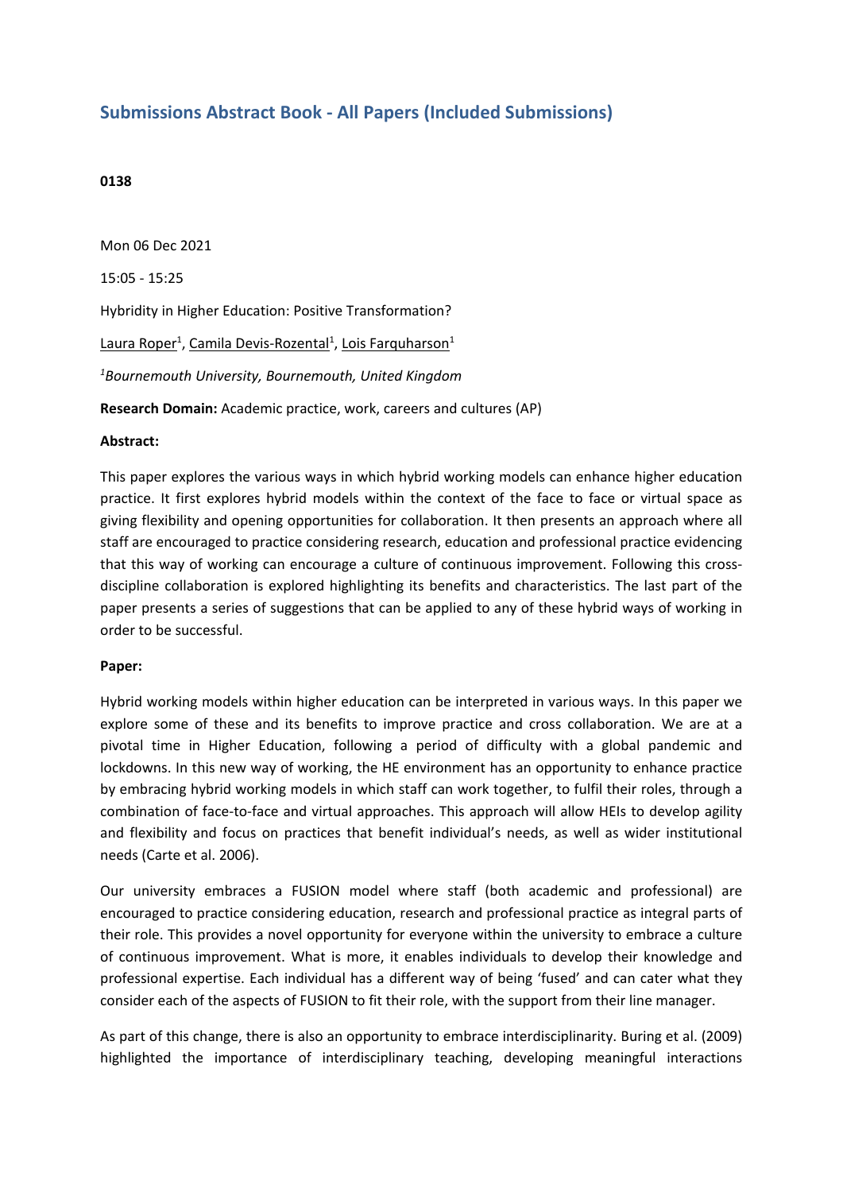# Submissions Abstract Book - All Papers (Included Submissions)

**0138**

Mon 06 Dec 2021

15:05 - 15:25

Hybridity in Higher Education: Positive Transformation?

Laura Roper[1], Camila Devis-Rozental[1], Lois Farquharson[1]

*[1]Bournemouth University, Bournemouth, United Kingdom*

**Research Domain:** Academic practice, work, careers and cultures (AP)

**Abstract:**

This paper explores the various ways in which hybrid working models can enhance higher education practice. It first explores hybrid models within the context of the face to face or virtual space as giving flexibility and opening opportunities for collaboration. It then presents an approach where all staff are encouraged to practice considering research, education and professional practice evidencing that this way of working can encourage a culture of continuous improvement. Following this cross-discipline collaboration is explored highlighting its benefits and characteristics. The last part of the paper presents a series of suggestions that can be applied to any of these hybrid ways of working in order to be successful.

**Paper:**

Hybrid working models within higher education can be interpreted in various ways. In this paper we explore some of these and its benefits to improve practice and cross collaboration. We are at a pivotal time in Higher Education, following a period of difficulty with a global pandemic and lockdowns. In this new way of working, the HE environment has an opportunity to enhance practice by embracing hybrid working models in which staff can work together, to fulfil their roles, through a combination of face-to-face and virtual approaches. This approach will allow HEIs to develop agility and flexibility and focus on practices that benefit individual's needs, as well as wider institutional needs (Carte et al. 2006).

Our university embraces a FUSION model where staff (both academic and professional) are encouraged to practice considering education, research and professional practice as integral parts of their role. This provides a novel opportunity for everyone within the university to embrace a culture of continuous improvement. What is more, it enables individuals to develop their knowledge and professional expertise. Each individual has a different way of being 'fused' and can cater what they consider each of the aspects of FUSION to fit their role, with the support from their line manager.

As part of this change, there is also an opportunity to embrace interdisciplinarity. Buring et al. (2009) highlighted the importance of interdisciplinary teaching, developing meaningful interactions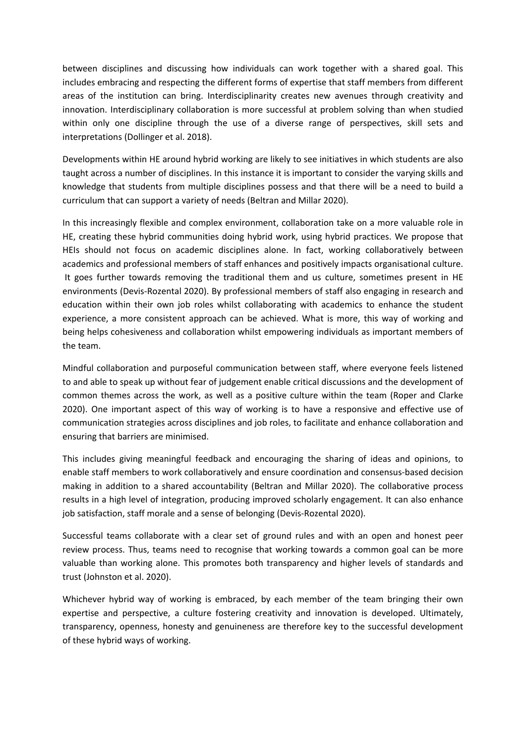between disciplines and discussing how individuals can work together with a shared goal. This includes embracing and respecting the different forms of expertise that staff members from different areas of the institution can bring. Interdisciplinarity creates new avenues through creativity and innovation. Interdisciplinary collaboration is more successful at problem solving than when studied within only one discipline through the use of a diverse range of perspectives, skill sets and interpretations (Dollinger et al. 2018).

Developments within HE around hybrid working are likely to see initiatives in which students are also taught across a number of disciplines. In this instance it is important to consider the varying skills and knowledge that students from multiple disciplines possess and that there will be a need to build a curriculum that can support a variety of needs (Beltran and Millar 2020).

In this increasingly flexible and complex environment, collaboration take on a more valuable role in HE, creating these hybrid communities doing hybrid work, using hybrid practices. We propose that HEIs should not focus on academic disciplines alone. In fact, working collaboratively between academics and professional members of staff enhances and positively impacts organisational culture. It goes further towards removing the traditional them and us culture, sometimes present in HE environments (Devis-Rozental 2020). By professional members of staff also engaging in research and education within their own job roles whilst collaborating with academics to enhance the student experience, a more consistent approach can be achieved. What is more, this way of working and being helps cohesiveness and collaboration whilst empowering individuals as important members of the team.

Mindful collaboration and purposeful communication between staff, where everyone feels listened to and able to speak up without fear of judgement enable critical discussions and the development of common themes across the work, as well as a positive culture within the team (Roper and Clarke 2020). One important aspect of this way of working is to have a responsive and effective use of communication strategies across disciplines and job roles, to facilitate and enhance collaboration and ensuring that barriers are minimised.

This includes giving meaningful feedback and encouraging the sharing of ideas and opinions, to enable staff members to work collaboratively and ensure coordination and consensus-based decision making in addition to a shared accountability (Beltran and Millar 2020). The collaborative process results in a high level of integration, producing improved scholarly engagement. It can also enhance job satisfaction, staff morale and a sense of belonging (Devis-Rozental 2020).

Successful teams collaborate with a clear set of ground rules and with an open and honest peer review process. Thus, teams need to recognise that working towards a common goal can be more valuable than working alone. This promotes both transparency and higher levels of standards and trust (Johnston et al. 2020).

Whichever hybrid way of working is embraced, by each member of the team bringing their own expertise and perspective, a culture fostering creativity and innovation is developed. Ultimately, transparency, openness, honesty and genuineness are therefore key to the successful development of these hybrid ways of working.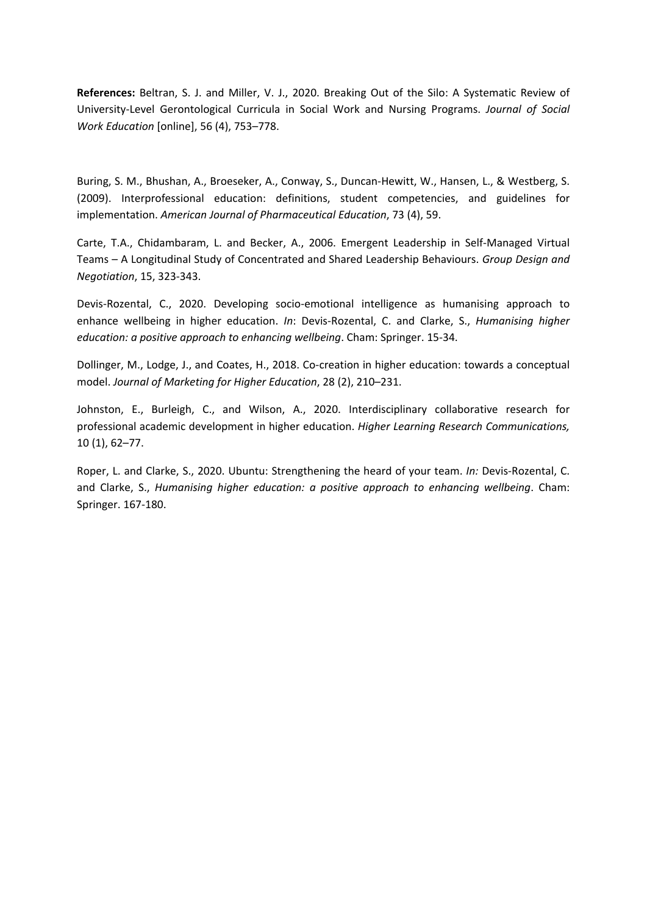**References:** Beltran, S. J. and Miller, V. J., 2020. Breaking Out of the Silo: A Systematic Review of University-Level Gerontological Curricula in Social Work and Nursing Programs. *Journal of Social Work Education* [online], 56 (4), 753–778.

Buring, S. M., Bhushan, A., Broeseker, A., Conway, S., Duncan-Hewitt, W., Hansen, L., & Westberg, S. (2009). Interprofessional education: definitions, student competencies, and guidelines for implementation. *American Journal of Pharmaceutical Education*, 73 (4), 59.

Carte, T.A., Chidambaram, L. and Becker, A., 2006. Emergent Leadership in Self-Managed Virtual Teams – A Longitudinal Study of Concentrated and Shared Leadership Behaviours. *Group Design and Negotiation*, 15, 323-343.

Devis-Rozental, C., 2020. Developing socio-emotional intelligence as humanising approach to enhance wellbeing in higher education. *In*: Devis-Rozental, C. and Clarke, S., *Humanising higher education: a positive approach to enhancing wellbeing*. Cham: Springer. 15-34.

Dollinger, M., Lodge, J., and Coates, H., 2018. Co-creation in higher education: towards a conceptual model. *Journal of Marketing for Higher Education*, 28 (2), 210–231.

Johnston, E., Burleigh, C., and Wilson, A., 2020. Interdisciplinary collaborative research for professional academic development in higher education. *Higher Learning Research Communications,* 10 (1), 62–77.

Roper, L. and Clarke, S., 2020. Ubuntu: Strengthening the heard of your team. *In:* Devis-Rozental, C. and Clarke, S., *Humanising higher education: a positive approach to enhancing wellbeing*. Cham: Springer. 167-180.